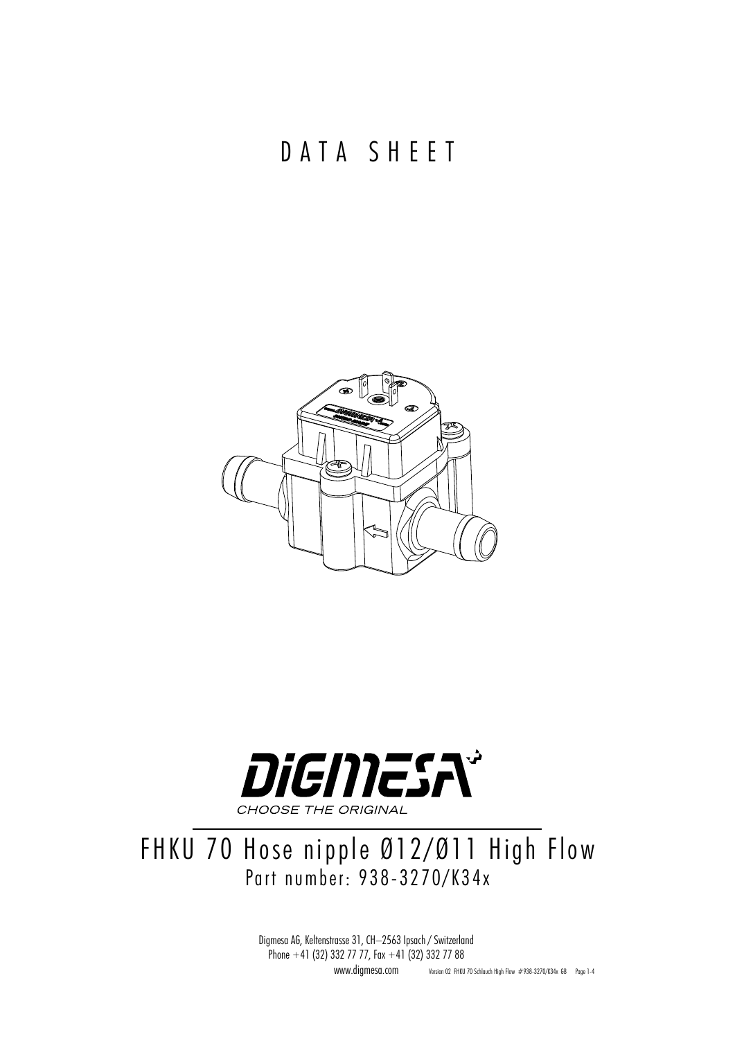# DATA SHEET

DiGMESA

CHOOSE THE ORIGINAL

## FHKU 70 Hose nipple Ø12/Ø11 High Flow

Part number: 938-3270/K34x

Digmesa AG, Keltenstrasse 31, CH–2563 Ipsach / Switzerland
Phone +41 (32) 332 77 77, Fax +41 (32) 332 77 88
www.digmesa.com

Version 02 FHKU 70 Schlauch High Flow #938-3270/K34x GB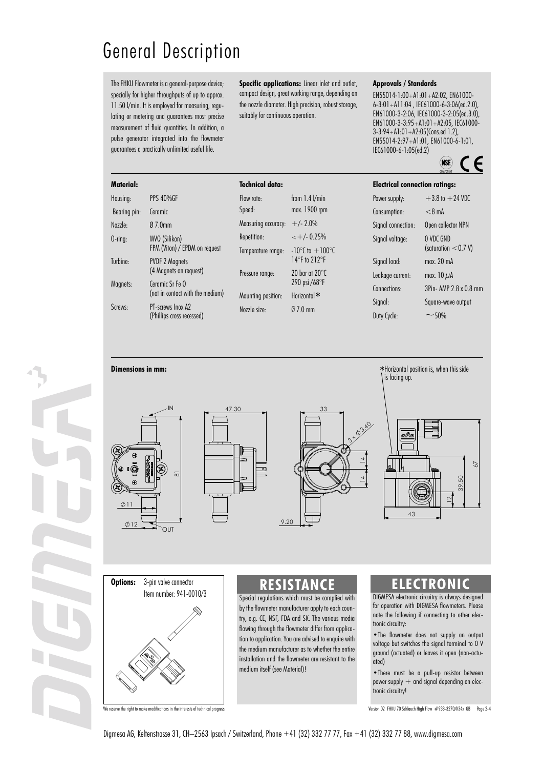# General Description

The FHKU Flowmeter is a general-purpose device; specially for higher throughputs of up to approx. 11.50 l/min. It is employed for measuring, regulating or metering and guarantees most precise measurement of fluid quantities. In addition, a pulse generator integrated into the flowmeter guarantees a practically unlimited useful life.

**Specific applications:** Linear inlet and outlet, compact design, great working range, depending on the nozzle diameter. High precision, robust storage, suitably for continuous operation.

**Approvals / Standards**

EN55014-1:00+A1:01+A2:02, EN61000-6-3:01+A11:04 , IEC61000-6-3:06(ed.2.0), EN61000-3-2:06, IEC61000-3-2:05(ed.3.0), EN61000-3-3:95+A1:01+A2:05, IEC61000-3-3:94+A1:01+A2:05(Cons.ed 1.2), EN55014-2:97+A1:01, EN61000-6-1:01, IEC61000-6-1:05(ed.2)

**Material:**

| | |
|---|---|
| Housing: | PPS 40%GF |
| Bearing pin: | Ceramic |
| Nozzle: | Ø 7.0mm |
| O-ring: | MVQ (Silikon) FPM (Viton) / EPDM on request |
| Turbine: | PVDF 2 Magnets (4 Magnets on request) |
| Magnets: | Ceramic Sr Fe O (not in contact with the medium) |
| Screws: | PT-screws Inox A2 (Phillips cross recessed) |

**Technical data:**

| | |
|---|---|
| Flow rate: | from 1.4 l/min |
| Speed: | max. 1900 rpm |
| Measuring accuracy: | +/- 2.0% |
| Repetition: | <+/- 0.25% |
| Temperature range: | -10°C to +100°C 14°F to 212°F |
| Pressure range: | 20 bar at 20°C 290 psi /68°F |
| Mounting position: | Horizontal * |
| Nozzle size: | Ø 7.0 mm |

**Electrical connection ratings:**

| | |
|---|---|
| Power supply: | +3.8 to +24 VDC |
| Consumption: | <8 mA |
| Signal connection: | Open collector NPN |
| Signal voltage: | 0 VDC GND (saturation <0.7 V) |
| Signal load: | max. 20 mA |
| Leakage current: | max. 10 μA |
| Connections: | 3Pin- AMP 2.8 x 0.8 mm |
| Signal: | Square-wave output |
| Duty Cycle: | ~50% |

**Dimensions in mm:**

*Horizontal position is, when this side is facing up.

**Options:** 3-pin valve connector
Item number: 941-0010/3

## RESISTANCE

Special regulations which must be complied with by the flowmeter manufacturer apply to each country, e.g. CE, NSF, FDA and SK. The various media flowing through the flowmeter differ from application to application. You are advised to enquire with the medium manufacturer as to whether the entire installation and the flowmeter are resistant to the medium itself (see Material)!

## ELECTRONIC

DIGMESA electronic circuitry is always designed for operation with DIGMESA flowmeters. Please note the following if connecting to other electronic circuitry:

- The flowmeter does not supply an output voltage but switches the signal terminal to 0 V ground (actuated) or leaves it open (non-actuated)
- There must be a pull-up resistor between power supply + and signal depending on electronic circuitry!

We reserve the right to make modifications in the interests of technical progress.

Version 02 FHKU 70 Schlauch High Flow #938-3270/K34x GB

Digmesa AG, Keltenstrasse 31, CH–2563 Ipsach / Switzerland, Phone +41 (32) 332 77 77, Fax +41 (32) 332 77 88, www.digmesa.com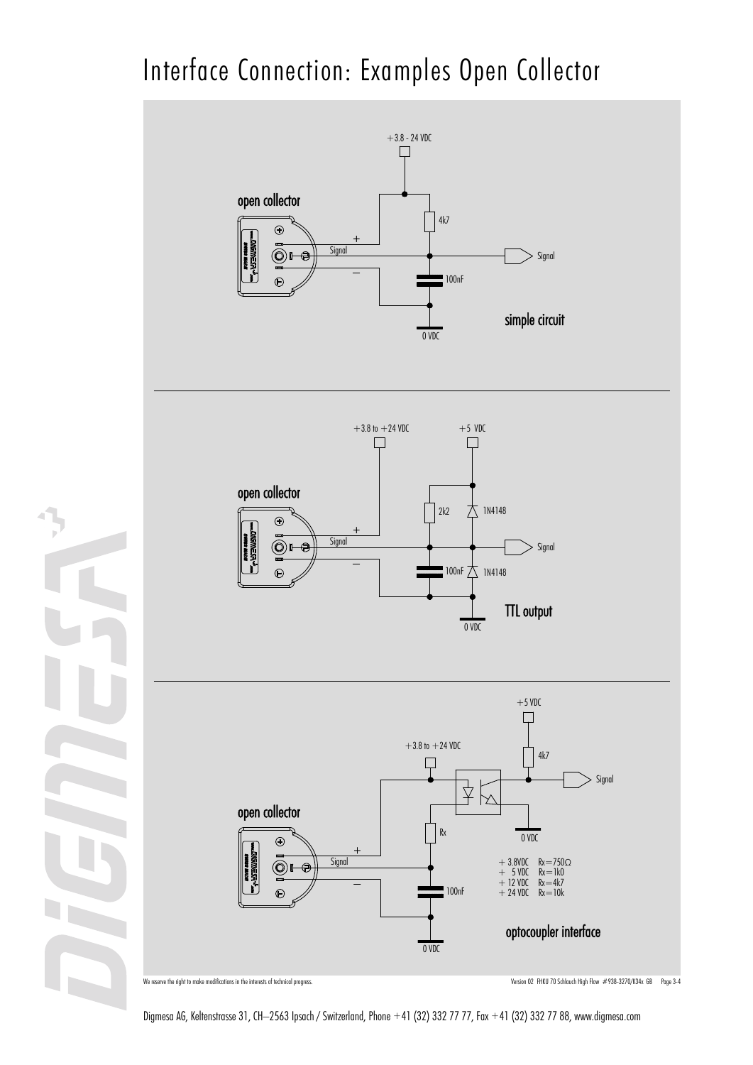# Interface Connection: Examples Open Collector

open collector

+3.8 - 24 VDC

+

Signal

–

4k7

Signal

100nF

0 VDC

simple circuit

open collector

+3.8 to +24 VDC

+5 VDC

+

Signal

–

2k2

1N4148

Signal

100nF

1N4148

0 VDC

TTL output

open collector

+5 VDC

+3.8 to +24 VDC

4k7

Signal

Rx

0 VDC

+

Signal

–

100nF

0 VDC

| | |
|---|---|
| + 3.8VDC | Rx=750Ω |
| + 5 VDC | Rx=1k0 |
| + 12 VDC | Rx=4k7 |
| + 24 VDC | Rx=10k |

optocoupler interface

We reserve the right to make modifications in the interests of technical progress.

Version 02 FHKU 70 Schlauch High Flow #938-3270/K34x GB

Digmesa AG, Keltenstrasse 31, CH–2563 Ipsach / Switzerland, Phone +41 (32) 332 77 77, Fax +41 (32) 332 77 88, www.digmesa.com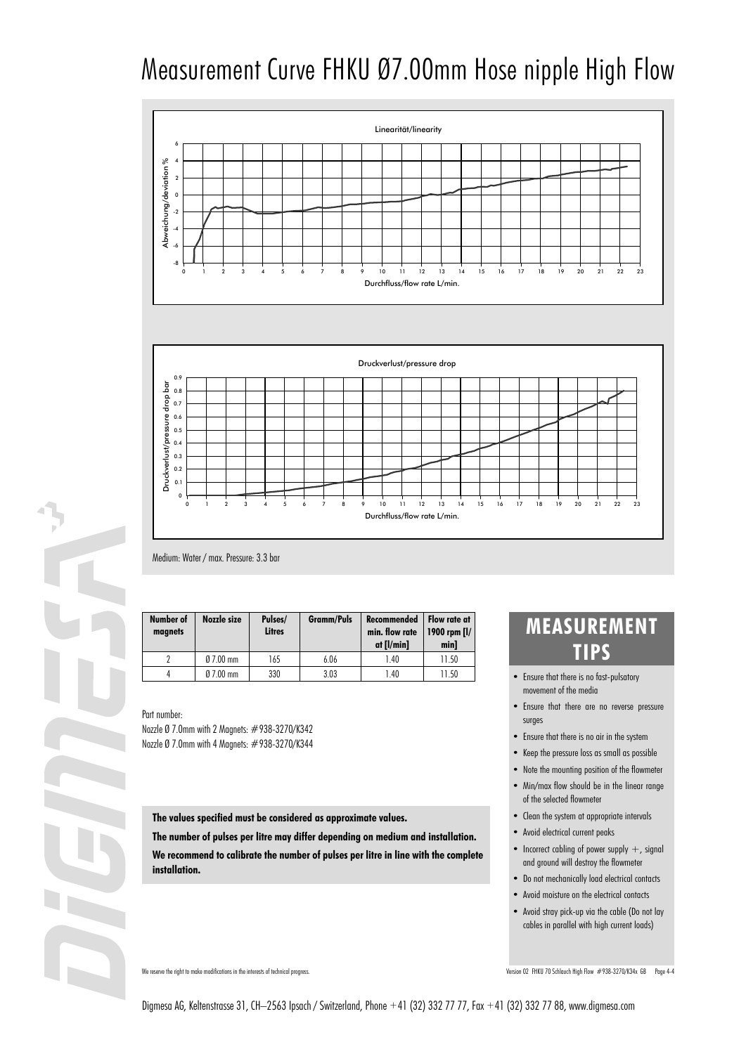# Measurement Curve FHKU Ø7.00mm Hose nipple High Flow

Linearität/linearity

Abweichung/deviation %

6
4
2
0
-2
-4
-6
-8

0 1 2 3 4 5 6 7 8 9 10 11 12 13 14 15 16 17 18 19 20 21 22 23

Durchfluss/flow rate L/min.

Druckverlust/pressure drop

Druckverlust/pressure drop bar

0.9
0.8
0.7
0.6
0.5
0.4
0.3
0.2
0.1
0

0 1 2 3 4 5 6 7 8 9 10 11 12 13 14 15 16 17 18 19 20 21 22 23

Durchfluss/flow rate L/min.

Medium: Water / max. Pressure: 3.3 bar

| Number of magnets | Nozzle size | Pulses/ Litres | Gramm/Puls | Recommended min. flow rate at [l/min] | Flow rate at 1900 rpm [l/min] |
|---|---|---|---|---|---|
| 2 | Ø 7.00 mm | 165 | 6.06 | 1.40 | 11.50 |
| 4 | Ø 7.00 mm | 330 | 3.03 | 1.40 | 11.50 |

Part number:

Nozzle Ø 7.0mm with 2 Magnets: #938-3270/K342

Nozzle Ø 7.0mm with 4 Magnets: #938-3270/K344

**The values specified must be considered as approximate values.**

**The number of pulses per litre may differ depending on medium and installation.**

**We recommend to calibrate the number of pulses per litre in line with the complete installation.**

## MEASUREMENT TIPS

- Ensure that there is no fast-pulsatory movement of the media
- Ensure that there are no reverse pressure surges
- Ensure that there is no air in the system
- Keep the pressure loss as small as possible
- Note the mounting position of the flowmeter
- Min/max flow should be in the linear range of the selected flowmeter
- Clean the system at appropriate intervals
- Avoid electrical current peaks
- Incorrect cabling of power supply +, signal and ground will destroy the flowmeter
- Do not mechanically load electrical contacts
- Avoid moisture on the electrical contacts
- Avoid stray pick-up via the cable (Do not lay cables in parallel with high current loads)

We reserve the right to make modifications in the interests of technical progress.

Version 02 FHKU 70 Schlauch High Flow #938-3270/K34x GB

Digmesa AG, Keltenstrasse 31, CH–2563 Ipsach / Switzerland, Phone +41 (32) 332 77 77, Fax +41 (32) 332 77 88, www.digmesa.com